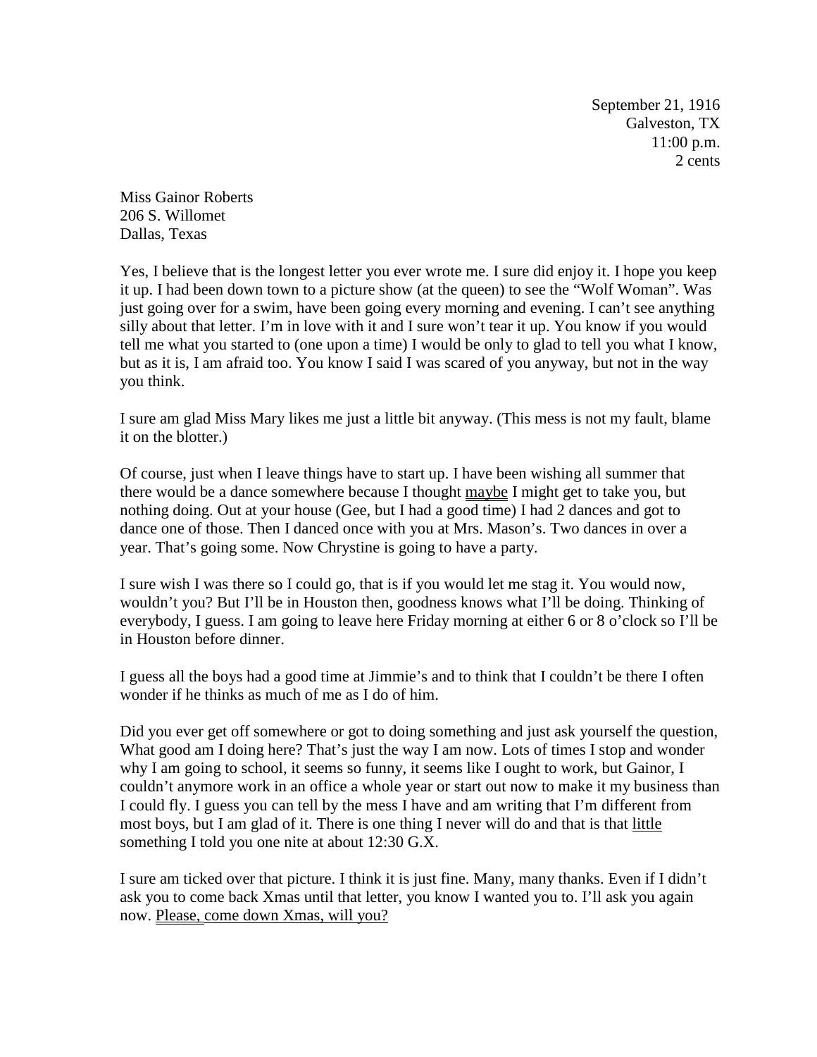September 21, 1916
Galveston, TX
11:00 p.m.
2 cents

Miss Gainor Roberts
206 S. Willomet
Dallas, Texas

Yes, I believe that is the longest letter you ever wrote me. I sure did enjoy it. I hope you keep it up. I had been down town to a picture show (at the queen) to see the "Wolf Woman". Was just going over for a swim, have been going every morning and evening. I can't see anything silly about that letter. I'm in love with it and I sure won't tear it up. You know if you would tell me what you started to (one upon a time) I would be only to glad to tell you what I know, but as it is, I am afraid too. You know I said I was scared of you anyway, but not in the way you think.

I sure am glad Miss Mary likes me just a little bit anyway. (This mess is not my fault, blame it on the blotter.)

Of course, just when I leave things have to start up. I have been wishing all summer that there would be a dance somewhere because I thought <u>maybe</u> I might get to take you, but nothing doing. Out at your house (Gee, but I had a good time) I had 2 dances and got to dance one of those. Then I danced once with you at Mrs. Mason's. Two dances in over a year. That's going some. Now Chrystine is going to have a party.

I sure wish I was there so I could go, that is if you would let me stag it. You would now, wouldn't you? But I'll be in Houston then, goodness knows what I'll be doing. Thinking of everybody, I guess. I am going to leave here Friday morning at either 6 or 8 o'clock so I'll be in Houston before dinner.

I guess all the boys had a good time at Jimmie's and to think that I couldn't be there I often wonder if he thinks as much of me as I do of him.

Did you ever get off somewhere or got to doing something and just ask yourself the question, What good am I doing here? That's just the way I am now. Lots of times I stop and wonder why I am going to school, it seems so funny, it seems like I ought to work, but Gainor, I couldn't anymore work in an office a whole year or start out now to make it my business than I could fly. I guess you can tell by the mess I have and am writing that I'm different from most boys, but I am glad of it. There is one thing I never will do and that is that <u>little</u> something I told you one nite at about 12:30 G.X.

I sure am ticked over that picture. I think it is just fine. Many, many thanks. Even if I didn't ask you to come back Xmas until that letter, you know I wanted you to. I'll ask you again now. <u>Please, come down Xmas, will you?</u>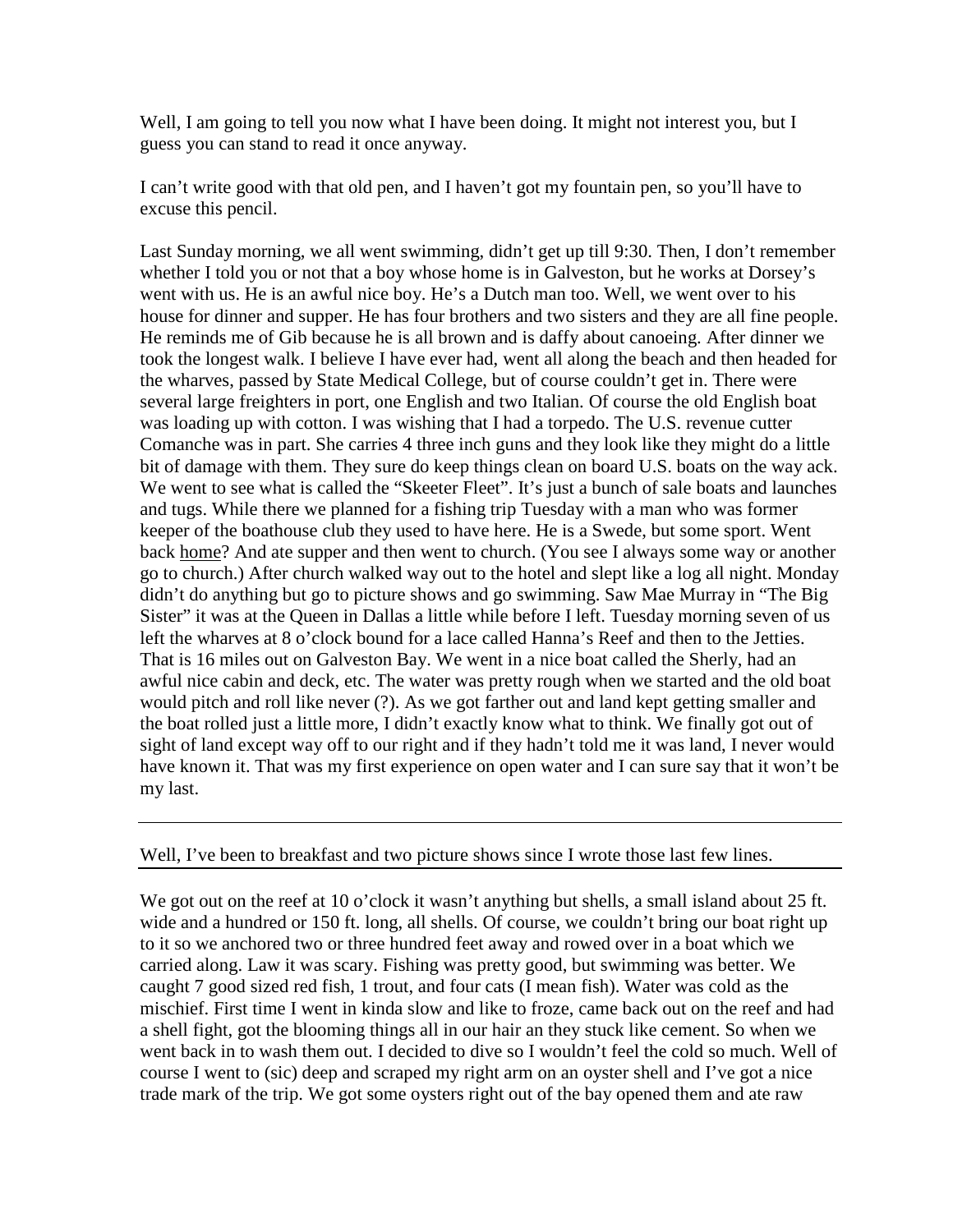Well, I am going to tell you now what I have been doing. It might not interest you, but I guess you can stand to read it once anyway.

I can't write good with that old pen, and I haven't got my fountain pen, so you'll have to excuse this pencil.

Last Sunday morning, we all went swimming, didn't get up till 9:30. Then, I don't remember whether I told you or not that a boy whose home is in Galveston, but he works at Dorsey's went with us. He is an awful nice boy. He's a Dutch man too. Well, we went over to his house for dinner and supper. He has four brothers and two sisters and they are all fine people. He reminds me of Gib because he is all brown and is daffy about canoeing. After dinner we took the longest walk. I believe I have ever had, went all along the beach and then headed for the wharves, passed by State Medical College, but of course couldn't get in. There were several large freighters in port, one English and two Italian. Of course the old English boat was loading up with cotton. I was wishing that I had a torpedo. The U.S. revenue cutter Comanche was in part. She carries 4 three inch guns and they look like they might do a little bit of damage with them. They sure do keep things clean on board U.S. boats on the way ack. We went to see what is called the "Skeeter Fleet". It's just a bunch of sale boats and launches and tugs. While there we planned for a fishing trip Tuesday with a man who was former keeper of the boathouse club they used to have here. He is a Swede, but some sport. Went back <u>home</u>? And ate supper and then went to church. (You see I always some way or another go to church.) After church walked way out to the hotel and slept like a log all night. Monday didn't do anything but go to picture shows and go swimming. Saw Mae Murray in "The Big Sister" it was at the Queen in Dallas a little while before I left. Tuesday morning seven of us left the wharves at 8 o'clock bound for a lace called Hanna's Reef and then to the Jetties. That is 16 miles out on Galveston Bay. We went in a nice boat called the Sherly, had an awful nice cabin and deck, etc. The water was pretty rough when we started and the old boat would pitch and roll like never (?). As we got farther out and land kept getting smaller and the boat rolled just a little more, I didn't exactly know what to think. We finally got out of sight of land except way off to our right and if they hadn't told me it was land, I never would have known it. That was my first experience on open water and I can sure say that it won't be my last.

---

Well, I've been to breakfast and two picture shows since I wrote those last few lines.

---

We got out on the reef at 10 o'clock it wasn't anything but shells, a small island about 25 ft. wide and a hundred or 150 ft. long, all shells. Of course, we couldn't bring our boat right up to it so we anchored two or three hundred feet away and rowed over in a boat which we carried along. Law it was scary. Fishing was pretty good, but swimming was better. We caught 7 good sized red fish, 1 trout, and four cats (I mean fish). Water was cold as the mischief. First time I went in kinda slow and like to froze, came back out on the reef and had a shell fight, got the blooming things all in our hair an they stuck like cement. So when we went back in to wash them out. I decided to dive so I wouldn't feel the cold so much. Well of course I went to (sic) deep and scraped my right arm on an oyster shell and I've got a nice trade mark of the trip. We got some oysters right out of the bay opened them and ate raw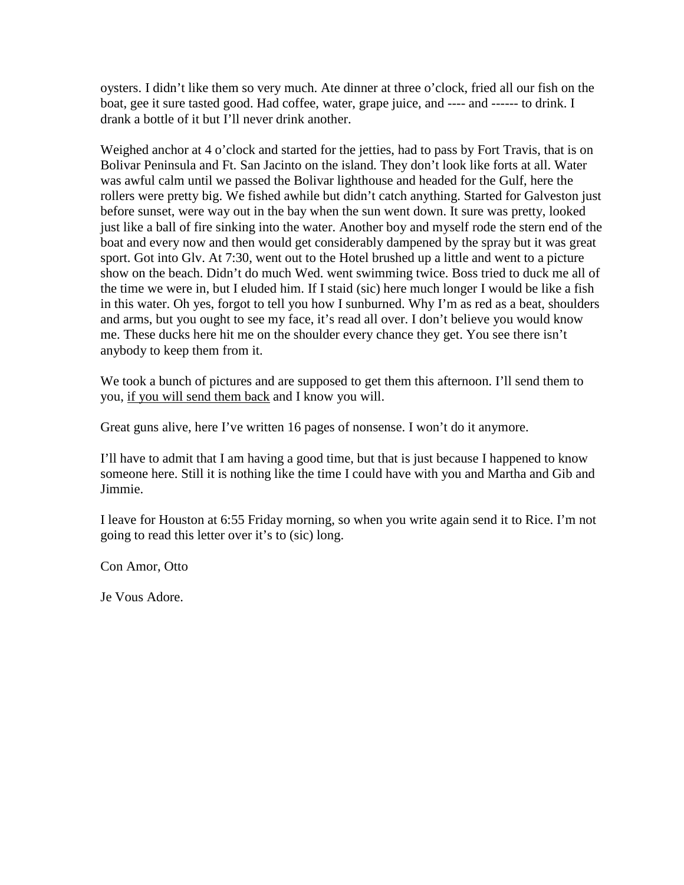oysters. I didn't like them so very much. Ate dinner at three o'clock, fried all our fish on the boat, gee it sure tasted good. Had coffee, water, grape juice, and ---- and ------ to drink. I drank a bottle of it but I'll never drink another.

Weighed anchor at 4 o'clock and started for the jetties, had to pass by Fort Travis, that is on Bolivar Peninsula and Ft. San Jacinto on the island. They don't look like forts at all. Water was awful calm until we passed the Bolivar lighthouse and headed for the Gulf, here the rollers were pretty big. We fished awhile but didn't catch anything. Started for Galveston just before sunset, were way out in the bay when the sun went down. It sure was pretty, looked just like a ball of fire sinking into the water. Another boy and myself rode the stern end of the boat and every now and then would get considerably dampened by the spray but it was great sport. Got into Glv. At 7:30, went out to the Hotel brushed up a little and went to a picture show on the beach. Didn't do much Wed. went swimming twice. Boss tried to duck me all of the time we were in, but I eluded him. If I staid (sic) here much longer I would be like a fish in this water. Oh yes, forgot to tell you how I sunburned. Why I'm as red as a beat, shoulders and arms, but you ought to see my face, it's read all over. I don't believe you would know me. These ducks here hit me on the shoulder every chance they get. You see there isn't anybody to keep them from it.

We took a bunch of pictures and are supposed to get them this afternoon. I'll send them to you, <u>if you will send them back</u> and I know you will.

Great guns alive, here I've written 16 pages of nonsense. I won't do it anymore.

I'll have to admit that I am having a good time, but that is just because I happened to know someone here. Still it is nothing like the time I could have with you and Martha and Gib and Jimmie.

I leave for Houston at 6:55 Friday morning, so when you write again send it to Rice. I'm not going to read this letter over it's to (sic) long.

Con Amor, Otto

Je Vous Adore.